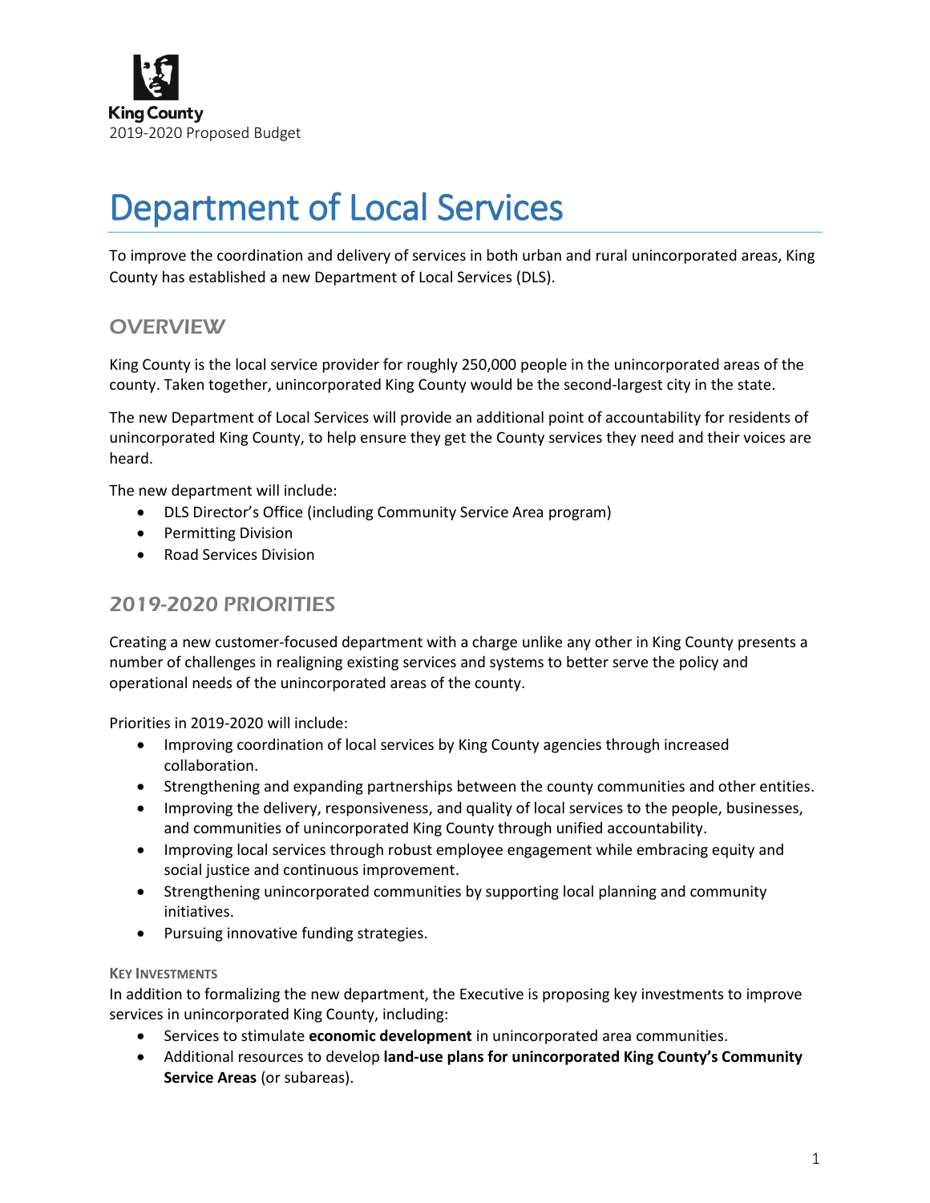King County
2019-2020 Proposed Budget

# Department of Local Services

To improve the coordination and delivery of services in both urban and rural unincorporated areas, King County has established a new Department of Local Services (DLS).

## OVERVIEW

King County is the local service provider for roughly 250,000 people in the unincorporated areas of the county. Taken together, unincorporated King County would be the second-largest city in the state.

The new Department of Local Services will provide an additional point of accountability for residents of unincorporated King County, to help ensure they get the County services they need and their voices are heard.

The new department will include:

- DLS Director's Office (including Community Service Area program)
- Permitting Division
- Road Services Division

## 2019-2020 PRIORITIES

Creating a new customer-focused department with a charge unlike any other in King County presents a number of challenges in realigning existing services and systems to better serve the policy and operational needs of the unincorporated areas of the county.

Priorities in 2019-2020 will include:

- Improving coordination of local services by King County agencies through increased collaboration.
- Strengthening and expanding partnerships between the county communities and other entities.
- Improving the delivery, responsiveness, and quality of local services to the people, businesses, and communities of unincorporated King County through unified accountability.
- Improving local services through robust employee engagement while embracing equity and social justice and continuous improvement.
- Strengthening unincorporated communities by supporting local planning and community initiatives.
- Pursuing innovative funding strategies.

### KEY INVESTMENTS

In addition to formalizing the new department, the Executive is proposing key investments to improve services in unincorporated King County, including:

- Services to stimulate **economic development** in unincorporated area communities.
- Additional resources to develop **land-use plans for unincorporated King County's Community Service Areas** (or subareas).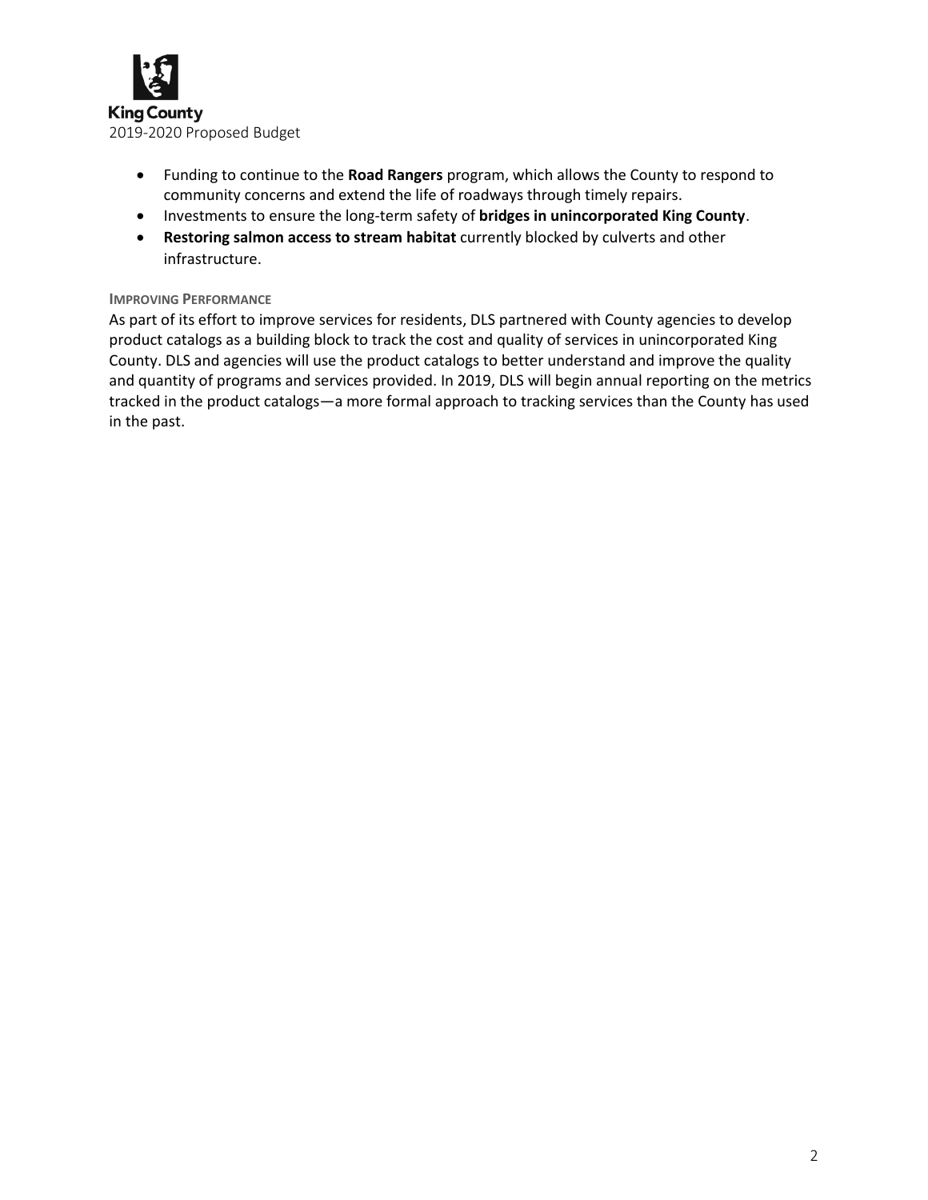- Funding to continue to the **Road Rangers** program, which allows the County to respond to community concerns and extend the life of roadways through timely repairs.
- Investments to ensure the long-term safety of **bridges in unincorporated King County**.
- **Restoring salmon access to stream habitat** currently blocked by culverts and other infrastructure.

#### IMPROVING PERFORMANCE

As part of its effort to improve services for residents, DLS partnered with County agencies to develop product catalogs as a building block to track the cost and quality of services in unincorporated King County. DLS and agencies will use the product catalogs to better understand and improve the quality and quantity of programs and services provided. In 2019, DLS will begin annual reporting on the metrics tracked in the product catalogs—a more formal approach to tracking services than the County has used in the past.